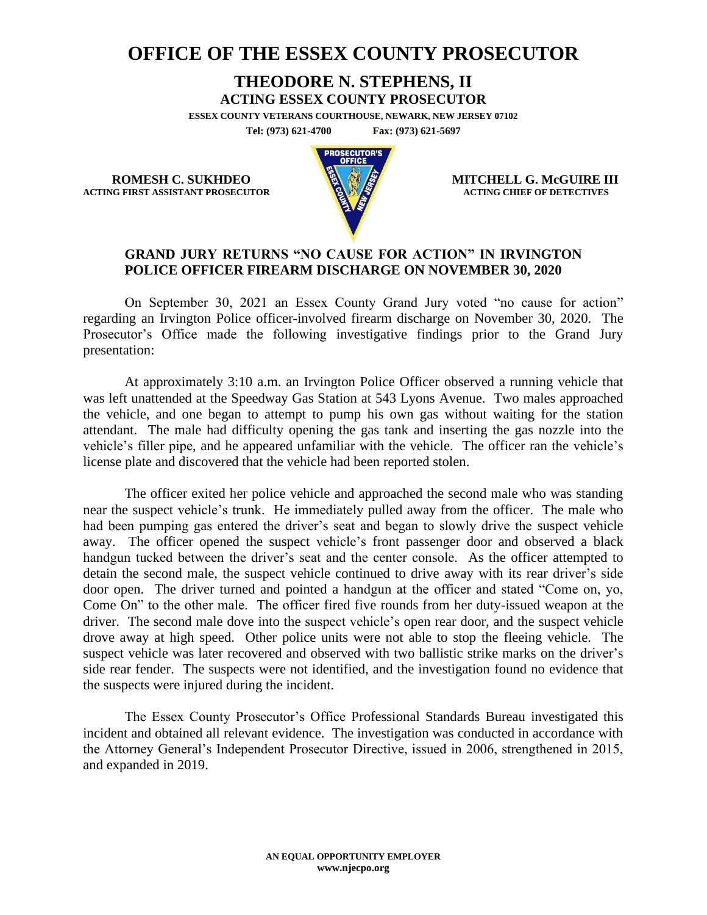# OFFICE OF THE ESSEX COUNTY PROSECUTOR

## THEODORE N. STEPHENS, II
**ACTING ESSEX COUNTY PROSECUTOR**

**ESSEX COUNTY VETERANS COURTHOUSE, NEWARK, NEW JERSEY 07102**

**Tel: (973) 621-4700 Fax: (973) 621-5697**

**ROMESH C. SUKHDEO**
**ACTING FIRST ASSISTANT PROSECUTOR**

**MITCHELL G. McGUIRE III**
**ACTING CHIEF OF DETECTIVES**

### GRAND JURY RETURNS "NO CAUSE FOR ACTION" IN IRVINGTON POLICE OFFICER FIREARM DISCHARGE ON NOVEMBER 30, 2020

On September 30, 2021 an Essex County Grand Jury voted "no cause for action" regarding an Irvington Police officer-involved firearm discharge on November 30, 2020. The Prosecutor's Office made the following investigative findings prior to the Grand Jury presentation:

At approximately 3:10 a.m. an Irvington Police Officer observed a running vehicle that was left unattended at the Speedway Gas Station at 543 Lyons Avenue. Two males approached the vehicle, and one began to attempt to pump his own gas without waiting for the station attendant. The male had difficulty opening the gas tank and inserting the gas nozzle into the vehicle's filler pipe, and he appeared unfamiliar with the vehicle. The officer ran the vehicle's license plate and discovered that the vehicle had been reported stolen.

The officer exited her police vehicle and approached the second male who was standing near the suspect vehicle's trunk. He immediately pulled away from the officer. The male who had been pumping gas entered the driver's seat and began to slowly drive the suspect vehicle away. The officer opened the suspect vehicle's front passenger door and observed a black handgun tucked between the driver's seat and the center console. As the officer attempted to detain the second male, the suspect vehicle continued to drive away with its rear driver's side door open. The driver turned and pointed a handgun at the officer and stated "Come on, yo, Come On" to the other male. The officer fired five rounds from her duty-issued weapon at the driver. The second male dove into the suspect vehicle's open rear door, and the suspect vehicle drove away at high speed. Other police units were not able to stop the fleeing vehicle. The suspect vehicle was later recovered and observed with two ballistic strike marks on the driver's side rear fender. The suspects were not identified, and the investigation found no evidence that the suspects were injured during the incident.

The Essex County Prosecutor's Office Professional Standards Bureau investigated this incident and obtained all relevant evidence. The investigation was conducted in accordance with the Attorney General's Independent Prosecutor Directive, issued in 2006, strengthened in 2015, and expanded in 2019.

**AN EQUAL OPPORTUNITY EMPLOYER**
**www.njecpo.org**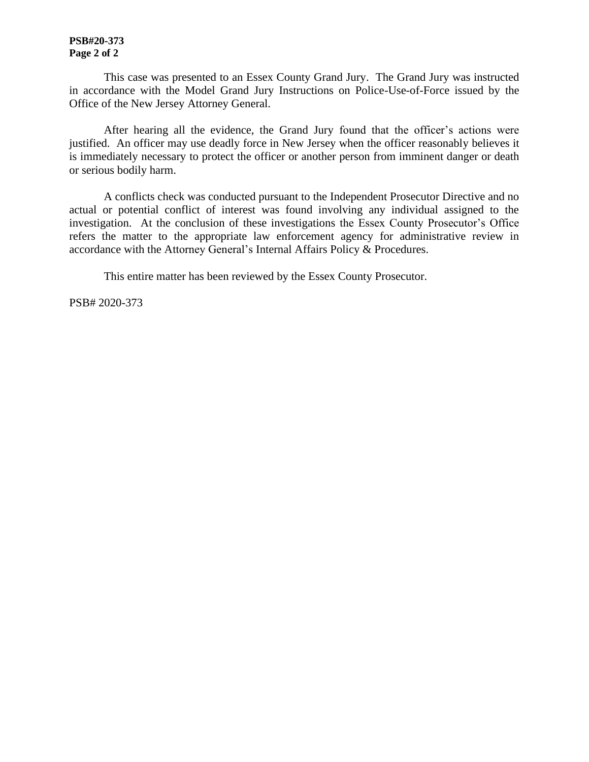This case was presented to an Essex County Grand Jury. The Grand Jury was instructed in accordance with the Model Grand Jury Instructions on Police-Use-of-Force issued by the Office of the New Jersey Attorney General.

After hearing all the evidence, the Grand Jury found that the officer's actions were justified. An officer may use deadly force in New Jersey when the officer reasonably believes it is immediately necessary to protect the officer or another person from imminent danger or death or serious bodily harm.

A conflicts check was conducted pursuant to the Independent Prosecutor Directive and no actual or potential conflict of interest was found involving any individual assigned to the investigation. At the conclusion of these investigations the Essex County Prosecutor's Office refers the matter to the appropriate law enforcement agency for administrative review in accordance with the Attorney General's Internal Affairs Policy & Procedures.

This entire matter has been reviewed by the Essex County Prosecutor.

PSB# 2020-373